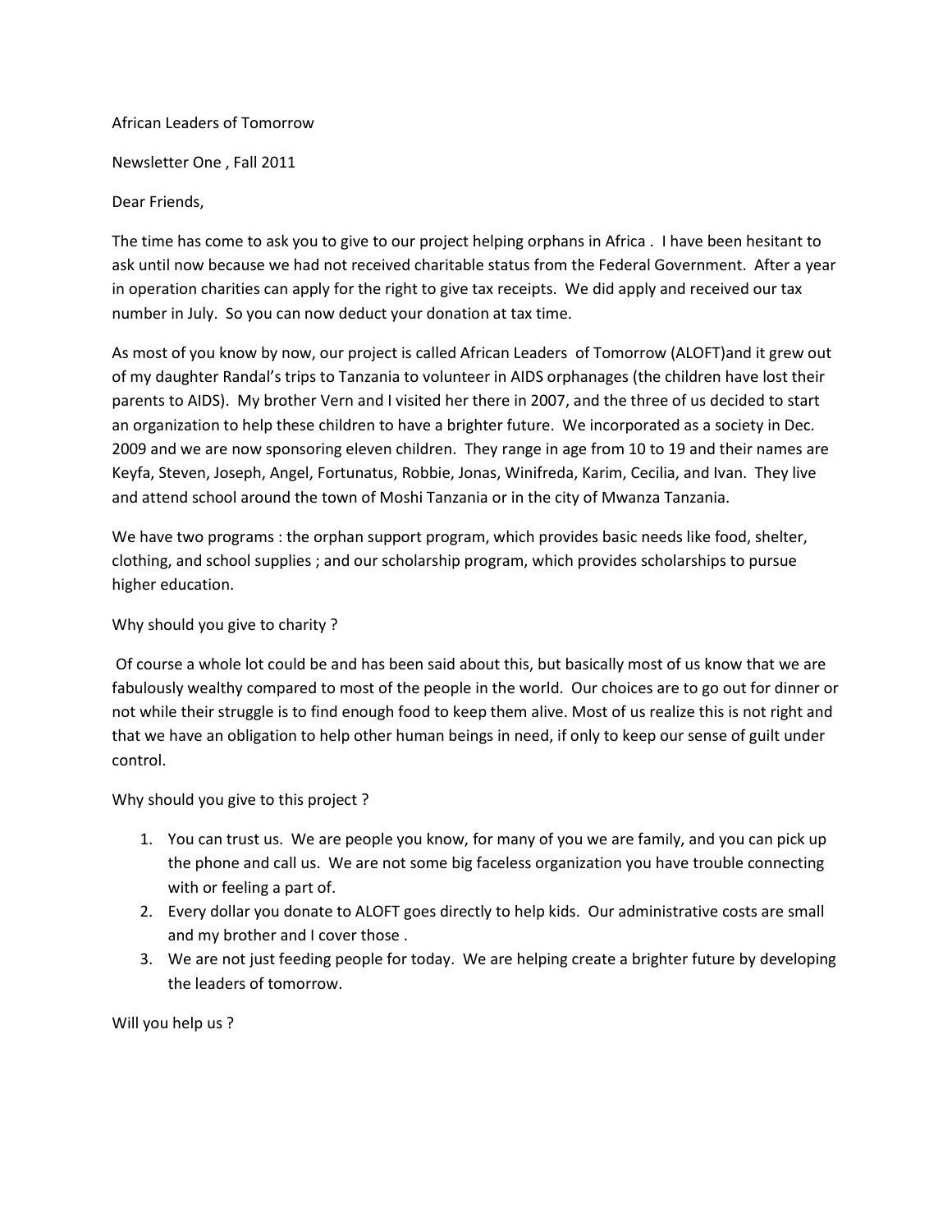African Leaders of Tomorrow

Newsletter One , Fall 2011

Dear Friends,

The time has come to ask you to give to our project helping orphans in Africa . I have been hesitant to ask until now because we had not received charitable status from the Federal Government. After a year in operation charities can apply for the right to give tax receipts. We did apply and received our tax number in July. So you can now deduct your donation at tax time.

As most of you know by now, our project is called African Leaders of Tomorrow (ALOFT)and it grew out of my daughter Randal's trips to Tanzania to volunteer in AIDS orphanages (the children have lost their parents to AIDS). My brother Vern and I visited her there in 2007, and the three of us decided to start an organization to help these children to have a brighter future. We incorporated as a society in Dec. 2009 and we are now sponsoring eleven children. They range in age from 10 to 19 and their names are Keyfa, Steven, Joseph, Angel, Fortunatus, Robbie, Jonas, Winifreda, Karim, Cecilia, and Ivan. They live and attend school around the town of Moshi Tanzania or in the city of Mwanza Tanzania.

We have two programs : the orphan support program, which provides basic needs like food, shelter, clothing, and school supplies ; and our scholarship program, which provides scholarships to pursue higher education.

Why should you give to charity ?

Of course a whole lot could be and has been said about this, but basically most of us know that we are fabulously wealthy compared to most of the people in the world. Our choices are to go out for dinner or not while their struggle is to find enough food to keep them alive. Most of us realize this is not right and that we have an obligation to help other human beings in need, if only to keep our sense of guilt under control.

Why should you give to this project ?

1. You can trust us. We are people you know, for many of you we are family, and you can pick up the phone and call us. We are not some big faceless organization you have trouble connecting with or feeling a part of.
2. Every dollar you donate to ALOFT goes directly to help kids. Our administrative costs are small and my brother and I cover those .
3. We are not just feeding people for today. We are helping create a brighter future by developing the leaders of tomorrow.

Will you help us ?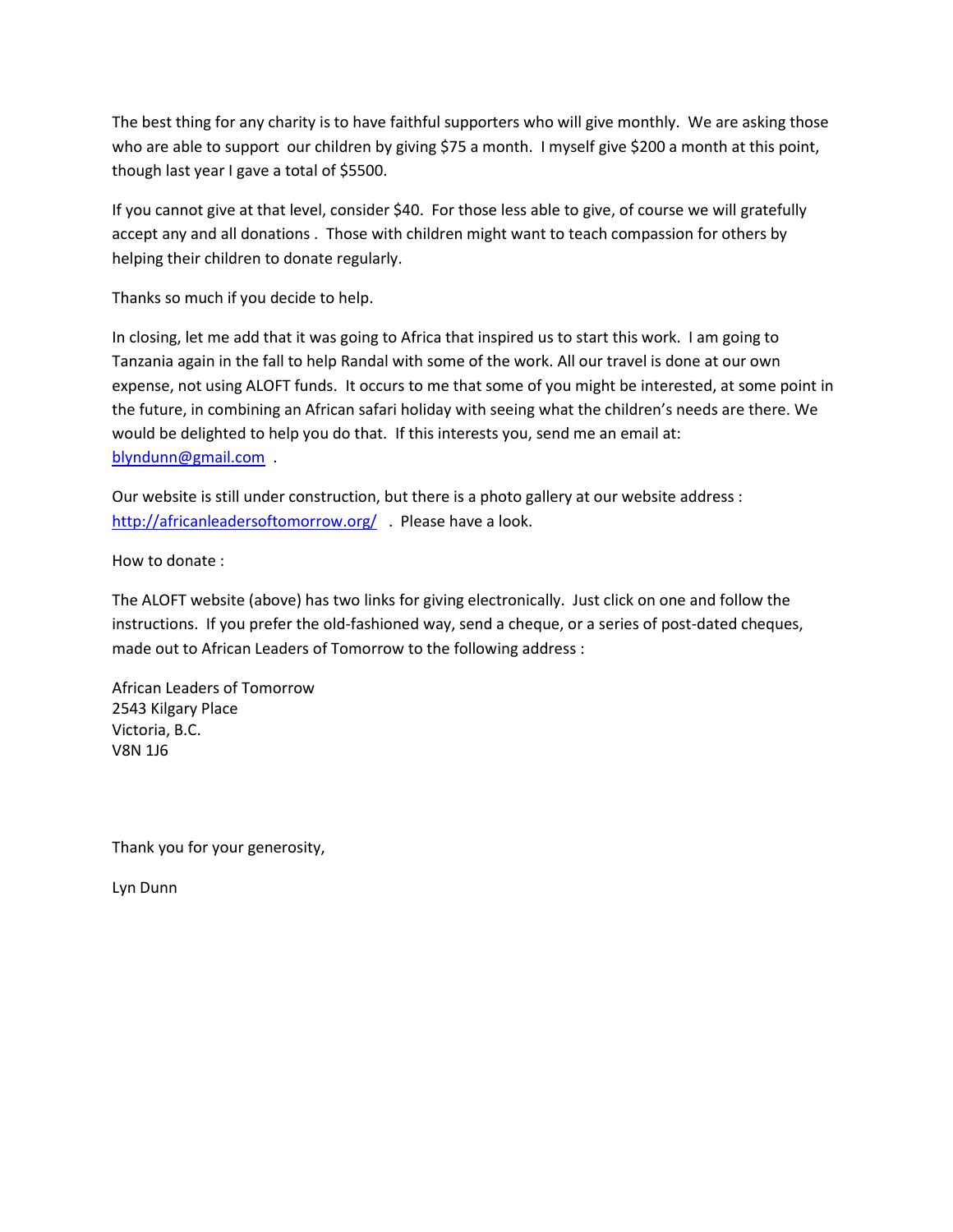The best thing for any charity is to have faithful supporters who will give monthly. We are asking those who are able to support our children by giving $75 a month. I myself give $200 a month at this point, though last year I gave a total of $5500.

If you cannot give at that level, consider $40. For those less able to give, of course we will gratefully accept any and all donations . Those with children might want to teach compassion for others by helping their children to donate regularly.

Thanks so much if you decide to help.

In closing, let me add that it was going to Africa that inspired us to start this work. I am going to Tanzania again in the fall to help Randal with some of the work. All our travel is done at our own expense, not using ALOFT funds. It occurs to me that some of you might be interested, at some point in the future, in combining an African safari holiday with seeing what the children's needs are there. We would be delighted to help you do that. If this interests you, send me an email at: blyndunn@gmail.com .

Our website is still under construction, but there is a photo gallery at our website address : http://africanleadersoftomorrow.org/ . Please have a look.

How to donate :

The ALOFT website (above) has two links for giving electronically. Just click on one and follow the instructions. If you prefer the old-fashioned way, send a cheque, or a series of post-dated cheques, made out to African Leaders of Tomorrow to the following address :

African Leaders of Tomorrow
2543 Kilgary Place
Victoria, B.C.
V8N 1J6

Thank you for your generosity,

Lyn Dunn